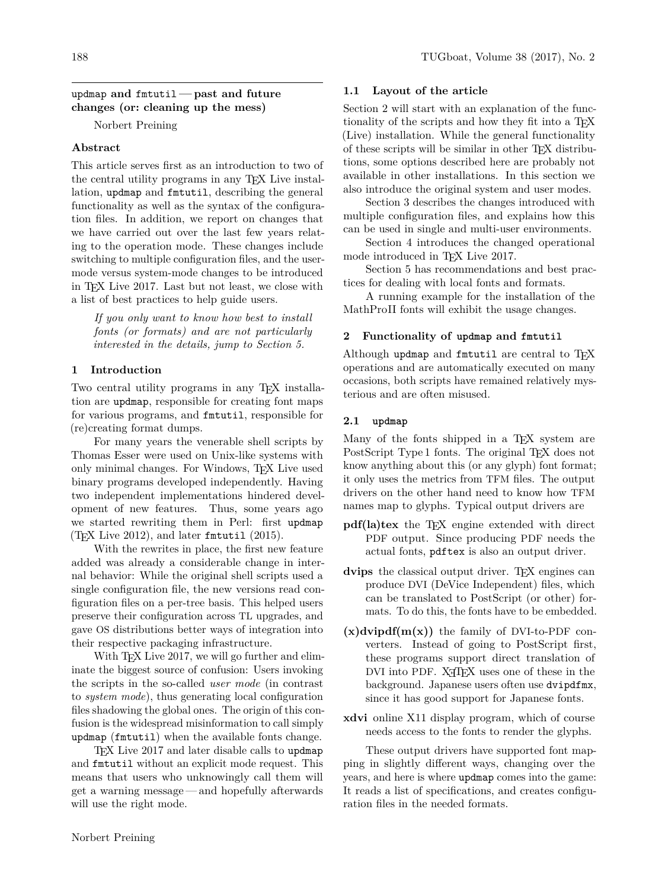# updmap and fmtutil — past and future changes (or: cleaning up the mess)

Norbert Preining

### Abstract

This article serves first as an introduction to two of the central utility programs in any TEX Live installation, updmap and fmtutil, describing the general functionality as well as the syntax of the configuration files. In addition, we report on changes that we have carried out over the last few years relating to the operation mode. These changes include switching to multiple configuration files, and the user-mode versus system-mode changes to be introduced in TEX Live 2017. Last but not least, we close with a list of best practices to help guide users.

*If you only want to know how best to install fonts (or formats) and are not particularly interested in the details, jump to Section 5.*

## 1 Introduction

Two central utility programs in any TEX installation are updmap, responsible for creating font maps for various programs, and fmtutil, responsible for (re)creating format dumps.

For many years the venerable shell scripts by Thomas Esser were used on Unix-like systems with only minimal changes. For Windows, TEX Live used binary programs developed independently. Having two independent implementations hindered development of new features. Thus, some years ago we started rewriting them in Perl: first updmap (TEX Live 2012), and later fmtutil (2015).

With the rewrites in place, the first new feature added was already a considerable change in internal behavior: While the original shell scripts used a single configuration file, the new versions read configuration files on a per-tree basis. This helped users preserve their configuration across TL upgrades, and gave OS distributions better ways of integration into their respective packaging infrastructure.

With TEX Live 2017, we will go further and eliminate the biggest source of confusion: Users invoking the scripts in the so-called *user mode* (in contrast to *system mode*), thus generating local configuration files shadowing the global ones. The origin of this confusion is the widespread misinformation to call simply updmap (fmtutil) when the available fonts change.

TEX Live 2017 and later disable calls to updmap and fmtutil without an explicit mode request. This means that users who unknowingly call them will get a warning message — and hopefully afterwards will use the right mode.

### 1.1 Layout of the article

Section 2 will start with an explanation of the functionality of the scripts and how they fit into a TEX (Live) installation. While the general functionality of these scripts will be similar in other TEX distributions, some options described here are probably not available in other installations. In this section we also introduce the original system and user modes.

Section 3 describes the changes introduced with multiple configuration files, and explains how this can be used in single and multi-user environments.

Section 4 introduces the changed operational mode introduced in TEX Live 2017.

Section 5 has recommendations and best practices for dealing with local fonts and formats.

A running example for the installation of the MathProII fonts will exhibit the usage changes.

## 2 Functionality of updmap and fmtutil

Although updmap and fmtutil are central to TEX operations and are automatically executed on many occasions, both scripts have remained relatively mysterious and are often misused.

### 2.1 updmap

Many of the fonts shipped in a TEX system are PostScript Type 1 fonts. The original TEX does not know anything about this (or any glyph) font format; it only uses the metrics from TFM files. The output drivers on the other hand need to know how TFM names map to glyphs. Typical output drivers are

**pdf(la)tex** the TEX engine extended with direct PDF output. Since producing PDF needs the actual fonts, pdftex is also an output driver.

**dvips** the classical output driver. TEX engines can produce DVI (DeVice Independent) files, which can be translated to PostScript (or other) formats. To do this, the fonts have to be embedded.

**(x)dvipdf(m(x))** the family of DVI-to-PDF converters. Instead of going to PostScript first, these programs support direct translation of DVI into PDF. XeTEX uses one of these in the background. Japanese users often use dvipdfmx, since it has good support for Japanese fonts.

**xdvi** online X11 display program, which of course needs access to the fonts to render the glyphs.

These output drivers have supported font mapping in slightly different ways, changing over the years, and here is where updmap comes into the game: It reads a list of specifications, and creates configuration files in the needed formats.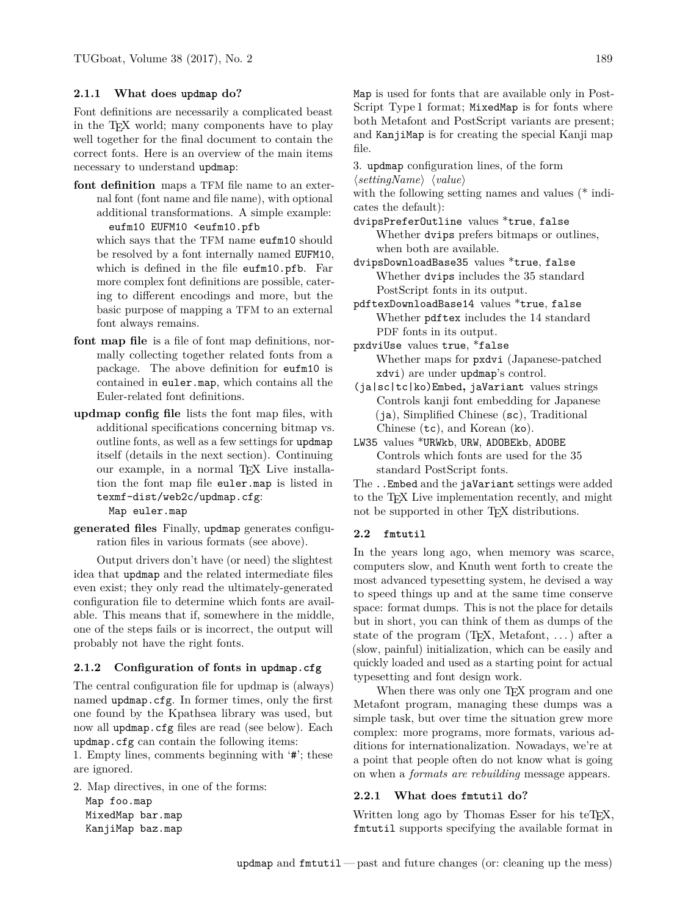#### 2.1.1 What does updmap do?

Font definitions are necessarily a complicated beast in the TeX world; many components have to play well together for the final document to contain the correct fonts. Here is an overview of the main items necessary to understand updmap:

**font definition** maps a TFM file name to an external font (font name and file name), with optional additional transformations. A simple example:

```
eufm10 EUFM10 <eufm10.pfb
```

which says that the TFM name eufm10 should be resolved by a font internally named EUFM10, which is defined in the file eufm10.pfb. Far more complex font definitions are possible, catering to different encodings and more, but the basic purpose of mapping a TFM to an external font always remains.

**font map file** is a file of font map definitions, normally collecting together related fonts from a package. The above definition for eufm10 is contained in euler.map, which contains all the Euler-related font definitions.

**updmap config file** lists the font map files, with additional specifications concerning bitmap vs. outline fonts, as well as a few settings for updmap itself (details in the next section). Continuing our example, in a normal TeX Live installation the font map file euler.map is listed in texmf-dist/web2c/updmap.cfg:

```
Map euler.map
```

**generated files** Finally, updmap generates configuration files in various formats (see above).

Output drivers don't have (or need) the slightest idea that updmap and the related intermediate files even exist; they only read the ultimately-generated configuration file to determine which fonts are available. This means that if, somewhere in the middle, one of the steps fails or is incorrect, the output will probably not have the right fonts.

#### 2.1.2 Configuration of fonts in updmap.cfg

The central configuration file for updmap is (always) named updmap.cfg. In former times, only the first one found by the Kpathsea library was used, but now all updmap.cfg files are read (see below). Each updmap.cfg can contain the following items:

1. Empty lines, comments beginning with '#'; these are ignored.

2. Map directives, in one of the forms:

```
Map foo.map
MixedMap bar.map
KanjiMap baz.map
```

Map is used for fonts that are available only in PostScript Type 1 format; MixedMap is for fonts where both Metafont and PostScript variants are present; and KanjiMap is for creating the special Kanji map file.

3. updmap configuration lines, of the form
⟨*settingName*⟩ ⟨*value*⟩
with the following setting names and values (* indicates the default):

dvipsPreferOutline values *true, false
: Whether dvips prefers bitmaps or outlines, when both are available.

dvipsDownloadBase35 values *true, false
: Whether dvips includes the 35 standard PostScript fonts in its output.

pdftexDownloadBase14 values *true, false
: Whether pdftex includes the 14 standard PDF fonts in its output.

pxdviUse values true, *false
: Whether maps for pxdvi (Japanese-patched xdvi) are under updmap's control.

(ja|sc|tc|ko)Embed, jaVariant values strings
: Controls kanji font embedding for Japanese (ja), Simplified Chinese (sc), Traditional Chinese (tc), and Korean (ko).

LW35 values *URWkb, URW, ADOBEkb, ADOBE
: Controls which fonts are used for the 35 standard PostScript fonts.

The ..Embed and the jaVariant settings were added to the TeX Live implementation recently, and might not be supported in other TeX distributions.

### 2.2 fmtutil

In the years long ago, when memory was scarce, computers slow, and Knuth went forth to create the most advanced typesetting system, he devised a way to speed things up and at the same time conserve space: format dumps. This is not the place for details but in short, you can think of them as dumps of the state of the program (TeX, Metafont, ...) after a (slow, painful) initialization, which can be easily and quickly loaded and used as a starting point for actual typesetting and font design work.

When there was only one TeX program and one Metafont program, managing these dumps was a simple task, but over time the situation grew more complex: more programs, more formats, various additions for internationalization. Nowadays, we're at a point that people often do not know what is going on when a *formats are rebuilding* message appears.

#### 2.2.1 What does fmtutil do?

Written long ago by Thomas Esser for his teTeX, fmtutil supports specifying the available format in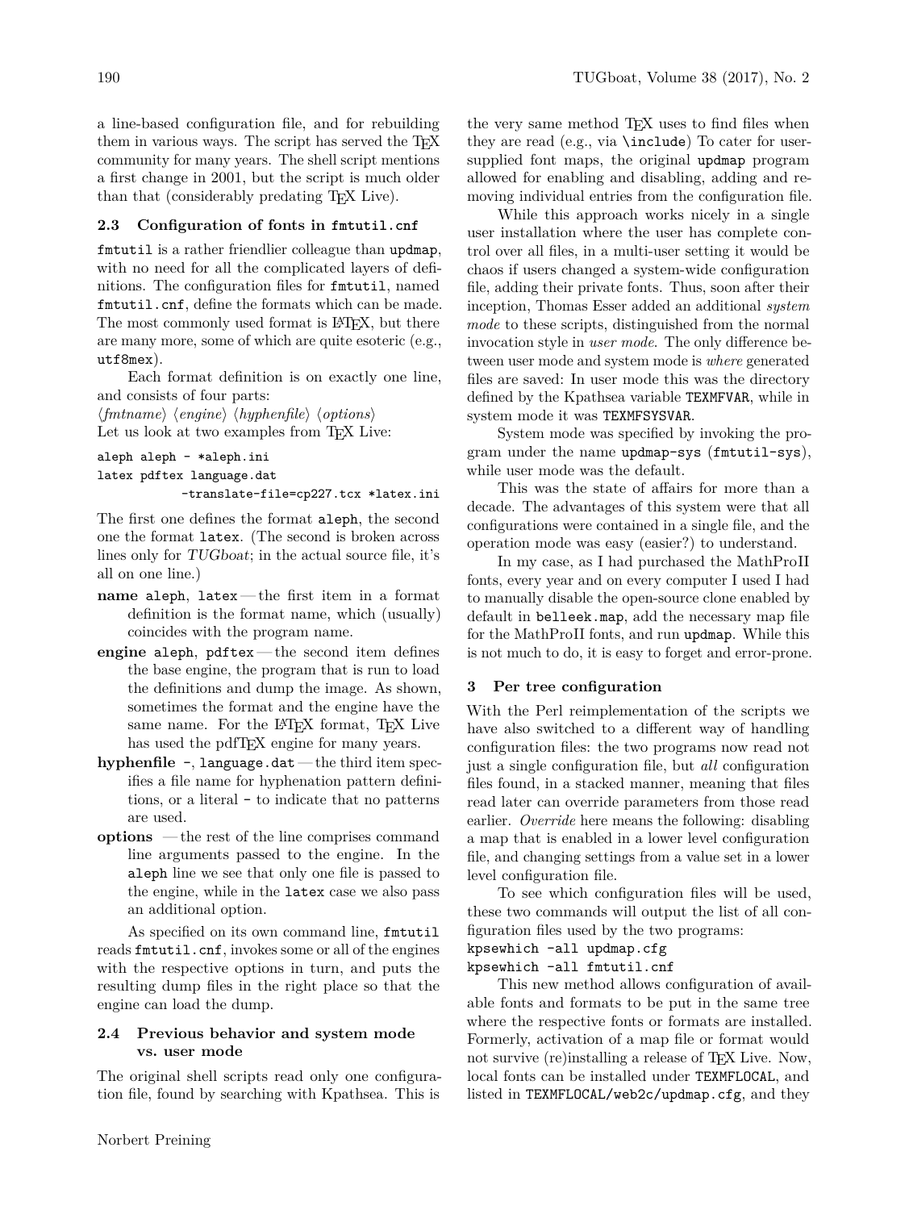a line-based configuration file, and for rebuilding them in various ways. The script has served the TeX community for many years. The shell script mentions a first change in 2001, but the script is much older than that (considerably predating TeX Live).

### 2.3 Configuration of fonts in `fmtutil.cnf`

`fmtutil` is a rather friendlier colleague than `updmap`, with no need for all the complicated layers of definitions. The configuration files for `fmtutil`, named `fmtutil.cnf`, define the formats which can be made. The most commonly used format is LaTeX, but there are many more, some of which are quite esoteric (e.g., `utf8mex`).

Each format definition is on exactly one line, and consists of four parts:

⟨*fmtname*⟩ ⟨*engine*⟩ ⟨*hyphenfile*⟩ ⟨*options*⟩

Let us look at two examples from TeX Live:

```
aleph aleph - *aleph.ini
latex pdftex language.dat
        -translate-file=cp227.tcx *latex.ini
```

The first one defines the format `aleph`, the second one the format `latex`. (The second is broken across lines only for *TUGboat*; in the actual source file, it's all on one line.)

- **name** `aleph`, `latex` — the first item in a format definition is the format name, which (usually) coincides with the program name.
- **engine** `aleph`, `pdftex` — the second item defines the base engine, the program that is run to load the definitions and dump the image. As shown, sometimes the format and the engine have the same name. For the LaTeX format, TeX Live has used the pdfTeX engine for many years.
- **hyphenfile** `-`, `language.dat` — the third item specifies a file name for hyphenation pattern definitions, or a literal `-` to indicate that no patterns are used.
- **options** — the rest of the line comprises command line arguments passed to the engine. In the `aleph` line we see that only one file is passed to the engine, while in the `latex` case we also pass an additional option.

As specified on its own command line, `fmtutil` reads `fmtutil.cnf`, invokes some or all of the engines with the respective options in turn, and puts the resulting dump files in the right place so that the engine can load the dump.

### 2.4 Previous behavior and system mode vs. user mode

The original shell scripts read only one configuration file, found by searching with Kpathsea. This is the very same method TeX uses to find files when they are read (e.g., via `\include`) To cater for user-supplied font maps, the original `updmap` program allowed for enabling and disabling, adding and removing individual entries from the configuration file.

While this approach works nicely in a single user installation where the user has complete control over all files, in a multi-user setting it would be chaos if users changed a system-wide configuration file, adding their private fonts. Thus, soon after their inception, Thomas Esser added an additional *system mode* to these scripts, distinguished from the normal invocation style in *user mode*. The only difference between user mode and system mode is *where* generated files are saved: In user mode this was the directory defined by the Kpathsea variable `TEXMFVAR`, while in system mode it was `TEXMFSYSVAR`.

System mode was specified by invoking the program under the name `updmap-sys` (`fmtutil-sys`), while user mode was the default.

This was the state of affairs for more than a decade. The advantages of this system were that all configurations were contained in a single file, and the operation mode was easy (easier?) to understand.

In my case, as I had purchased the MathProII fonts, every year and on every computer I used I had to manually disable the open-source clone enabled by default in `belleek.map`, add the necessary map file for the MathProII fonts, and run `updmap`. While this is not much to do, it is easy to forget and error-prone.

## 3 Per tree configuration

With the Perl reimplementation of the scripts we have also switched to a different way of handling configuration files: the two programs now read not just a single configuration file, but *all* configuration files found, in a stacked manner, meaning that files read later can override parameters from those read earlier. *Override* here means the following: disabling a map that is enabled in a lower level configuration file, and changing settings from a value set in a lower level configuration file.

To see which configuration files will be used, these two commands will output the list of all configuration files used by the two programs:

```
kpsewhich -all updmap.cfg
kpsewhich -all fmtutil.cnf
```

This new method allows configuration of available fonts and formats to be put in the same tree where the respective fonts or formats are installed. Formerly, activation of a map file or format would not survive (re)installing a release of TeX Live. Now, local fonts can be installed under `TEXMFLOCAL`, and listed in `TEXMFLOCAL/web2c/updmap.cfg`, and they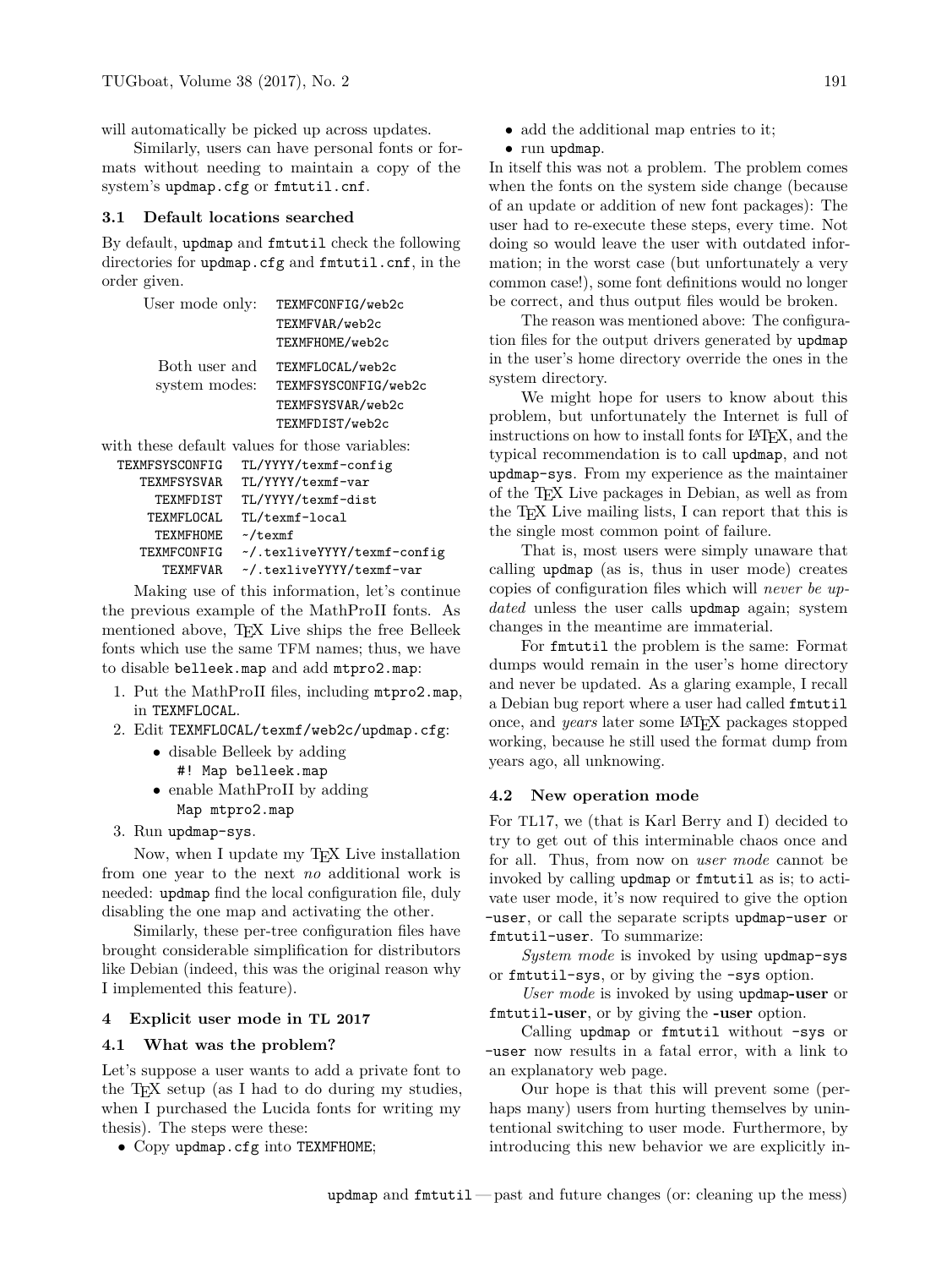will automatically be picked up across updates.

Similarly, users can have personal fonts or formats without needing to maintain a copy of the system's `updmap.cfg` or `fmtutil.cnf`.

### 3.1 Default locations searched

By default, `updmap` and `fmtutil` check the following directories for `updmap.cfg` and `fmtutil.cnf`, in the order given.

| | |
|---|---|
| User mode only: | `TEXMFCONFIG/web2c` |
| | `TEXMFVAR/web2c` |
| | `TEXMFHOME/web2c` |
| Both user and system modes: | `TEXMFLOCAL/web2c` |
| | `TEXMFSYSCONFIG/web2c` |
| | `TEXMFSYSVAR/web2c` |
| | `TEXMFDIST/web2c` |

with these default values for those variables:

| | |
|---|---|
| `TEXMFSYSCONFIG` | `TL/YYYY/texmf-config` |
| `TEXMFSYSVAR` | `TL/YYYY/texmf-var` |
| `TEXMFDIST` | `TL/YYYY/texmf-dist` |
| `TEXMFLOCAL` | `TL/texmf-local` |
| `TEXMFHOME` | `~/texmf` |
| `TEXMFCONFIG` | `~/.texliveYYYY/texmf-config` |
| `TEXMFVAR` | `~/.texliveYYYY/texmf-var` |

Making use of this information, let's continue the previous example of the MathProII fonts. As mentioned above, TeX Live ships the free Belleek fonts which use the same TFM names; thus, we have to disable `belleek.map` and add `mtpro2.map`:

1. Put the MathProII files, including `mtpro2.map`, in `TEXMFLOCAL`.
2. Edit `TEXMFLOCAL/texmf/web2c/updmap.cfg`:
   - disable Belleek by adding
     `#! Map belleek.map`
   - enable MathProII by adding
     `Map mtpro2.map`
3. Run `updmap-sys`.

Now, when I update my TeX Live installation from one year to the next *no* additional work is needed: `updmap` find the local configuration file, duly disabling the one map and activating the other.

Similarly, these per-tree configuration files have brought considerable simplification for distributors like Debian (indeed, this was the original reason why I implemented this feature).

## 4 Explicit user mode in TL 2017

### 4.1 What was the problem?

Let's suppose a user wants to add a private font to the TeX setup (as I had to do during my studies, when I purchased the Lucida fonts for writing my thesis). The steps were these:

- Copy `updmap.cfg` into `TEXMFHOME`;
- add the additional map entries to it;
- run `updmap`.

In itself this was not a problem. The problem comes when the fonts on the system side change (because of an update or addition of new font packages): The user had to re-execute these steps, every time. Not doing so would leave the user with outdated information; in the worst case (but unfortunately a very common case!), some font definitions would no longer be correct, and thus output files would be broken.

The reason was mentioned above: The configuration files for the output drivers generated by `updmap` in the user's home directory override the ones in the system directory.

We might hope for users to know about this problem, but unfortunately the Internet is full of instructions on how to install fonts for LaTeX, and the typical recommendation is to call `updmap`, and not `updmap-sys`. From my experience as the maintainer of the TeX Live packages in Debian, as well as from the TeX Live mailing lists, I can report that this is the single most common point of failure.

That is, most users were simply unaware that calling `updmap` (as is, thus in user mode) creates copies of configuration files which will *never be updated* unless the user calls `updmap` again; system changes in the meantime are immaterial.

For `fmtutil` the problem is the same: Format dumps would remain in the user's home directory and never be updated. As a glaring example, I recall a Debian bug report where a user had called `fmtutil` once, and *years* later some LaTeX packages stopped working, because he still used the format dump from years ago, all unknowing.

### 4.2 New operation mode

For TL17, we (that is Karl Berry and I) decided to try to get out of this interminable chaos once and for all. Thus, from now on *user mode* cannot be invoked by calling `updmap` or `fmtutil` as is; to activate user mode, it's now required to give the option `-user`, or call the separate scripts `updmap-user` or `fmtutil-user`. To summarize:

*System mode* is invoked by using `updmap-sys` or `fmtutil-sys`, or by giving the `-sys` option.

*User mode* is invoked by using **`updmap-user`** or **`fmtutil-user`**, or by giving the **`-user`** option.

Calling `updmap` or `fmtutil` without `-sys` or `-user` now results in a fatal error, with a link to an explanatory web page.

Our hope is that this will prevent some (perhaps many) users from hurting themselves by unintentional switching to user mode. Furthermore, by introducing this new behavior we are explicitly in-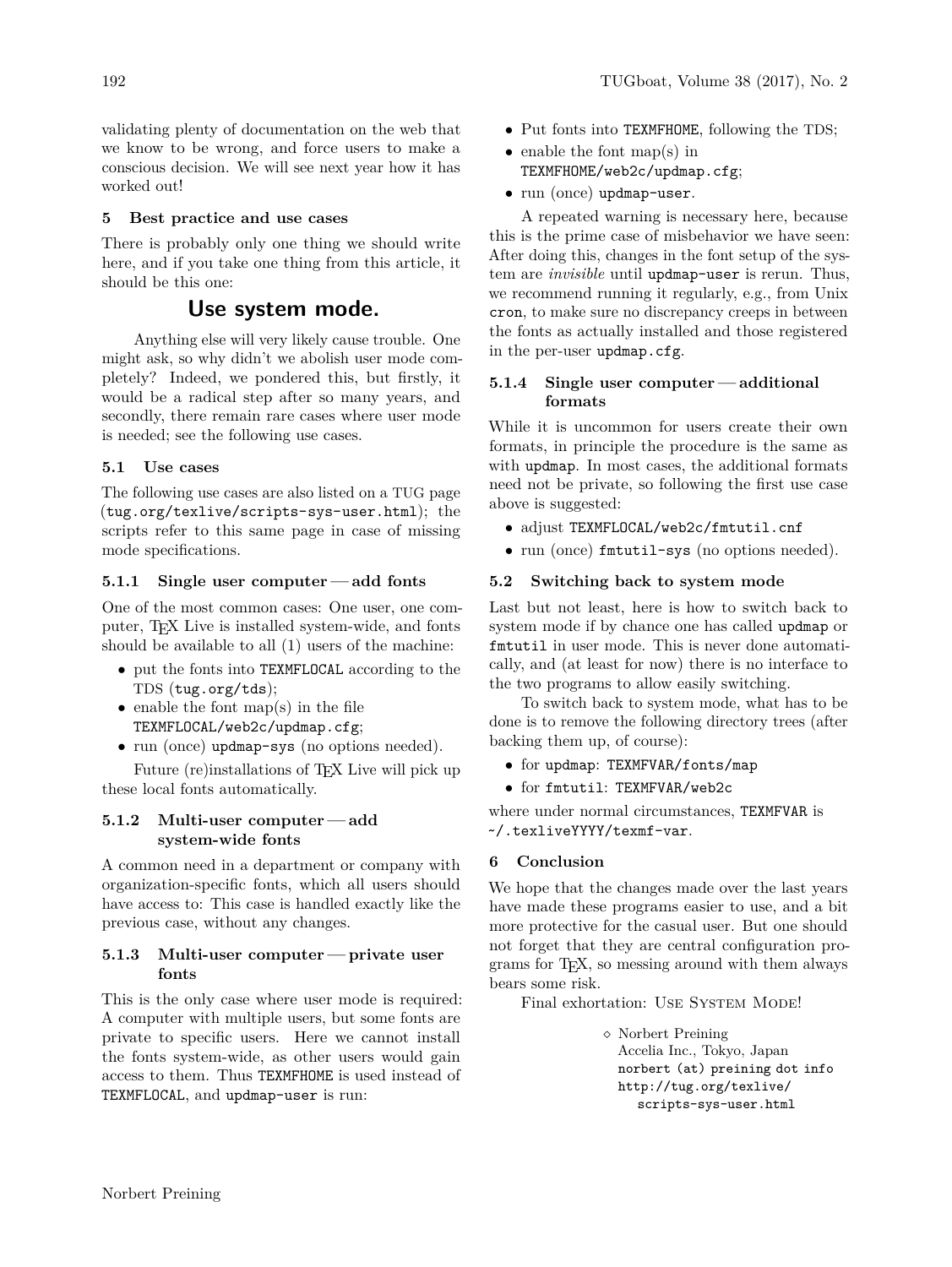validating plenty of documentation on the web that we know to be wrong, and force users to make a conscious decision. We will see next year how it has worked out!

## 5 Best practice and use cases

There is probably only one thing we should write here, and if you take one thing from this article, it should be this one:

**Use system mode.**

Anything else will very likely cause trouble. One might ask, so why didn't we abolish user mode completely? Indeed, we pondered this, but firstly, it would be a radical step after so many years, and secondly, there remain rare cases where user mode is needed; see the following use cases.

### 5.1 Use cases

The following use cases are also listed on a TUG page (`tug.org/texlive/scripts-sys-user.html`); the scripts refer to this same page in case of missing mode specifications.

#### 5.1.1 Single user computer — add fonts

One of the most common cases: One user, one computer, TEX Live is installed system-wide, and fonts should be available to all (1) users of the machine:

- put the fonts into `TEXMFLOCAL` according to the TDS (`tug.org/tds`);
- enable the font map(s) in the file `TEXMFLOCAL/web2c/updmap.cfg`;
- run (once) `updmap-sys` (no options needed).

Future (re)installations of TEX Live will pick up these local fonts automatically.

#### 5.1.2 Multi-user computer — add system-wide fonts

A common need in a department or company with organization-specific fonts, which all users should have access to: This case is handled exactly like the previous case, without any changes.

#### 5.1.3 Multi-user computer — private user fonts

This is the only case where user mode is required: A computer with multiple users, but some fonts are private to specific users. Here we cannot install the fonts system-wide, as other users would gain access to them. Thus `TEXMFHOME` is used instead of `TEXMFLOCAL`, and `updmap-user` is run:

- Put fonts into `TEXMFHOME`, following the TDS;
- enable the font map(s) in `TEXMFHOME/web2c/updmap.cfg`;
- run (once) `updmap-user`.

A repeated warning is necessary here, because this is the prime case of misbehavior we have seen: After doing this, changes in the font setup of the system are *invisible* until `updmap-user` is rerun. Thus, we recommend running it regularly, e.g., from Unix `cron`, to make sure no discrepancy creeps in between the fonts as actually installed and those registered in the per-user `updmap.cfg`.

#### 5.1.4 Single user computer — additional formats

While it is uncommon for users create their own formats, in principle the procedure is the same as with `updmap`. In most cases, the additional formats need not be private, so following the first use case above is suggested:

- adjust `TEXMFLOCAL/web2c/fmtutil.cnf`
- run (once) `fmtutil-sys` (no options needed).

### 5.2 Switching back to system mode

Last but not least, here is how to switch back to system mode if by chance one has called `updmap` or `fmtutil` in user mode. This is never done automatically, and (at least for now) there is no interface to the two programs to allow easily switching.

To switch back to system mode, what has to be done is to remove the following directory trees (after backing them up, of course):

- for `updmap`: `TEXMFVAR/fonts/map`
- for `fmtutil`: `TEXMFVAR/web2c`

where under normal circumstances, `TEXMFVAR` is `~/.texliveYYYY/texmf-var`.

## 6 Conclusion

We hope that the changes made over the last years have made these programs easier to use, and a bit more protective for the casual user. But one should not forget that they are central configuration programs for TEX, so messing around with them always bears some risk.

Final exhortation: Use System Mode!

◇ Norbert Preining
Accelia Inc., Tokyo, Japan
norbert (at) preining dot info
http://tug.org/texlive/scripts-sys-user.html